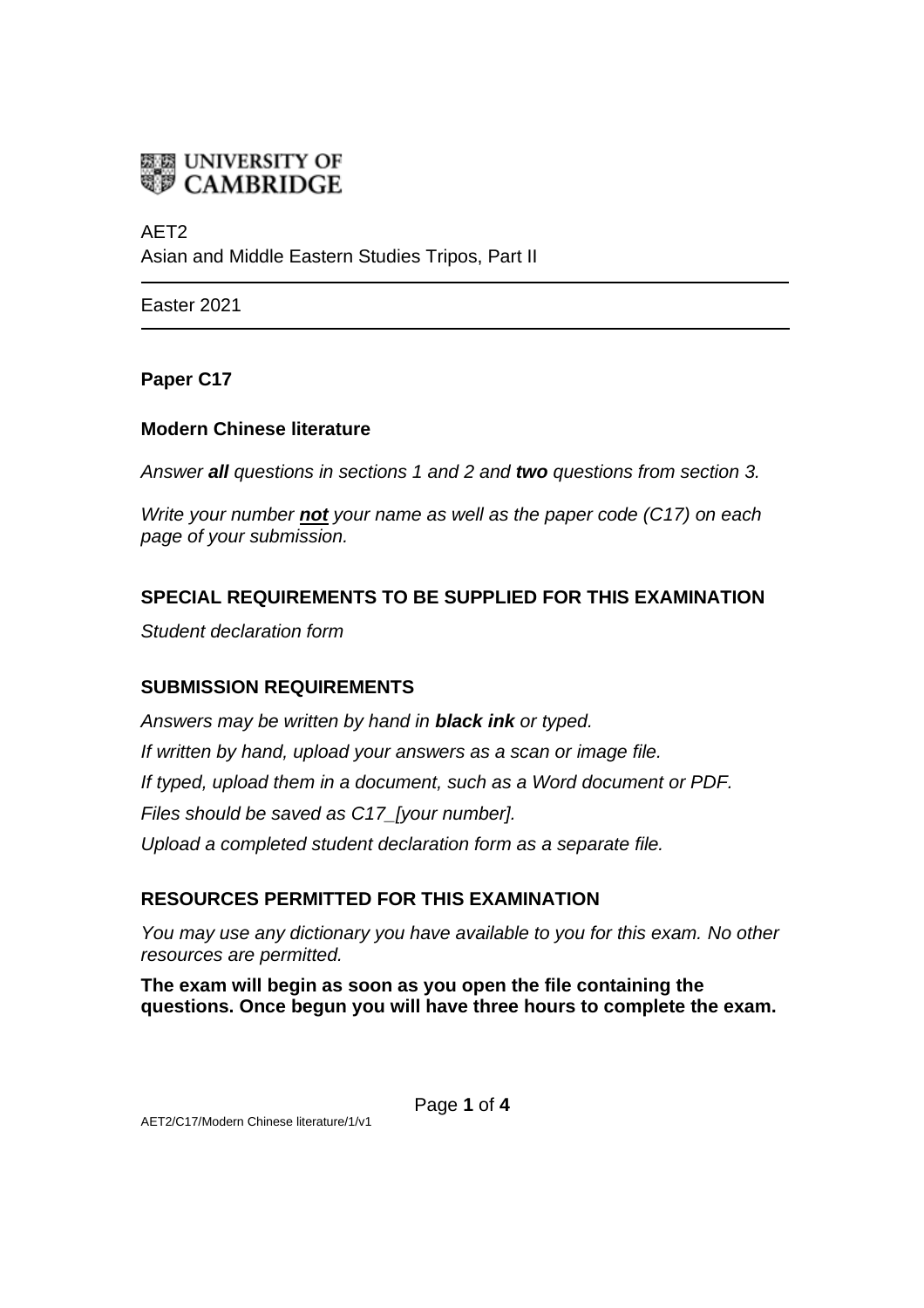UNIVERSITY OF CAMBRIDGE

AET2
Asian and Middle Eastern Studies Tripos, Part II

Easter 2021

**Paper C17**

**Modern Chinese literature**

*Answer **all** questions in sections 1 and 2 and **two** questions from section 3.*

*Write your number **not** your name as well as the paper code (C17) on each page of your submission.*

## SPECIAL REQUIREMENTS TO BE SUPPLIED FOR THIS EXAMINATION

*Student declaration form*

## SUBMISSION REQUIREMENTS

*Answers may be written by hand in **black ink** or typed.*

*If written by hand, upload your answers as a scan or image file.*

*If typed, upload them in a document, such as a Word document or PDF.*

*Files should be saved as C17_[your number].*

*Upload a completed student declaration form as a separate file.*

## RESOURCES PERMITTED FOR THIS EXAMINATION

*You may use any dictionary you have available to you for this exam. No other resources are permitted.*

**The exam will begin as soon as you open the file containing the questions. Once begun you will have three hours to complete the exam.**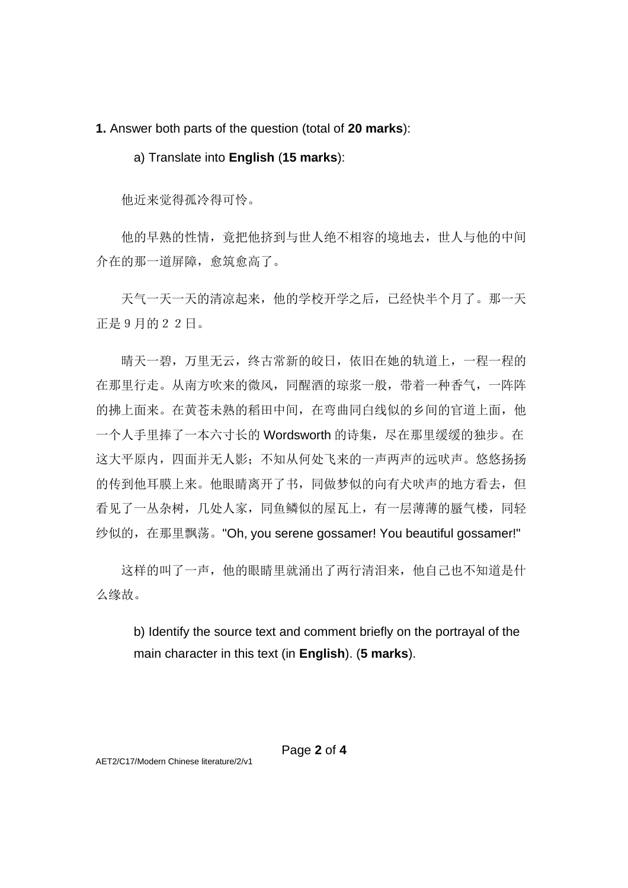**1.** Answer both parts of the question (total of **20 marks**):

a) Translate into **English** (**15 marks**):

他近来觉得孤冷得可怜。

他的早熟的性情，竟把他挤到与世人绝不相容的境地去，世人与他的中间介在的那一道屏障，愈筑愈高了。

天气一天一天的清凉起来，他的学校开学之后，已经快半个月了。那一天正是９月的２２日。

晴天一碧，万里无云，终古常新的皎日，依旧在她的轨道上，一程一程的在那里行走。从南方吹来的微风，同醒酒的琼浆一般，带着一种香气，一阵阵的拂上面来。在黄苍未熟的稻田中间，在弯曲同白线似的乡间的官道上面，他一个人手里捧了一本六寸长的 Wordsworth 的诗集，尽在那里缓缓的独步。在这大平原内，四面并无人影；不知从何处飞来的一声两声的远吠声。悠悠扬扬的传到他耳膜上来。他眼睛离开了书，同做梦似的向有犬吠声的地方看去，但看见了一丛杂树，几处人家，同鱼鳞似的屋瓦上，有一层薄薄的蜃气楼，同轻纱似的，在那里飘荡。"Oh, you serene gossamer! You beautiful gossamer!"

这样的叫了一声，他的眼睛里就涌出了两行清泪来，他自己也不知道是什么缘故。

b) Identify the source text and comment briefly on the portrayal of the main character in this text (in **English**). (**5 marks**).

AET2/C17/Modern Chinese literature/2/v1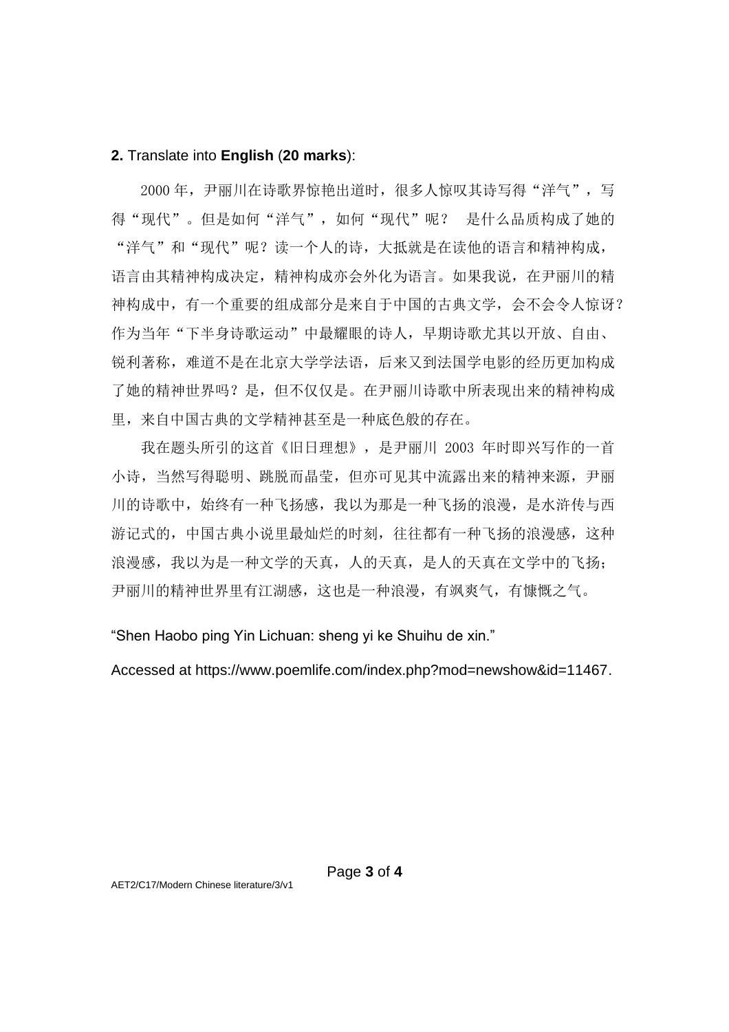**2.** Translate into **English** (**20 marks**):

2000 年，尹丽川在诗歌界惊艳出道时，很多人惊叹其诗写得“洋气”，写得“现代”。但是如何“洋气”，如何“现代”呢？ 是什么品质构成了她的“洋气”和“现代”呢？读一个人的诗，大抵就是在读他的语言和精神构成，语言由其精神构成决定，精神构成亦会外化为语言。如果我说，在尹丽川的精神构成中，有一个重要的组成部分是来自于中国的古典文学，会不会令人惊讶？作为当年“下半身诗歌运动”中最耀眼的诗人，早期诗歌尤其以开放、自由、锐利著称，难道不是在北京大学学法语，后来又到法国学电影的经历更加构成了她的精神世界吗？是，但不仅仅是。在尹丽川诗歌中所表现出来的精神构成里，来自中国古典的文学精神甚至是一种底色般的存在。

我在题头所引的这首《旧日理想》，是尹丽川 2003 年时即兴写作的一首小诗，当然写得聪明、跳脱而晶莹，但亦可见其中流露出来的精神来源，尹丽川的诗歌中，始终有一种飞扬感，我以为那是一种飞扬的浪漫，是水浒传与西游记式的，中国古典小说里最灿烂的时刻，往往都有一种飞扬的浪漫感，这种浪漫感，我以为是一种文学的天真，人的天真，是人的天真在文学中的飞扬；尹丽川的精神世界里有江湖感，这也是一种浪漫，有飒爽气，有慷慨之气。

“Shen Haobo ping Yin Lichuan: sheng yi ke Shuihu de xin.”

Accessed at https://www.poemlife.com/index.php?mod=newshow&id=11467.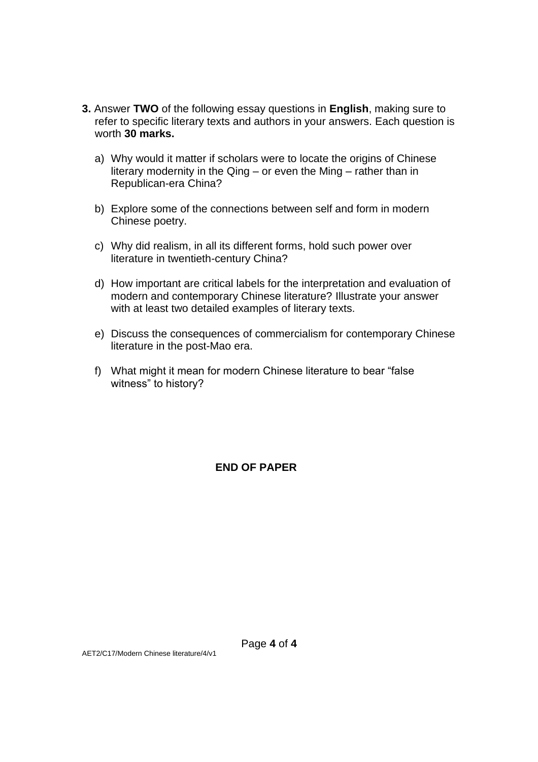**3.** Answer **TWO** of the following essay questions in **English**, making sure to refer to specific literary texts and authors in your answers. Each question is worth **30 marks.**

a) Why would it matter if scholars were to locate the origins of Chinese literary modernity in the Qing – or even the Ming – rather than in Republican-era China?

b) Explore some of the connections between self and form in modern Chinese poetry.

c) Why did realism, in all its different forms, hold such power over literature in twentieth-century China?

d) How important are critical labels for the interpretation and evaluation of modern and contemporary Chinese literature? Illustrate your answer with at least two detailed examples of literary texts.

e) Discuss the consequences of commercialism for contemporary Chinese literature in the post-Mao era.

f) What might it mean for modern Chinese literature to bear "false witness" to history?

**END OF PAPER**